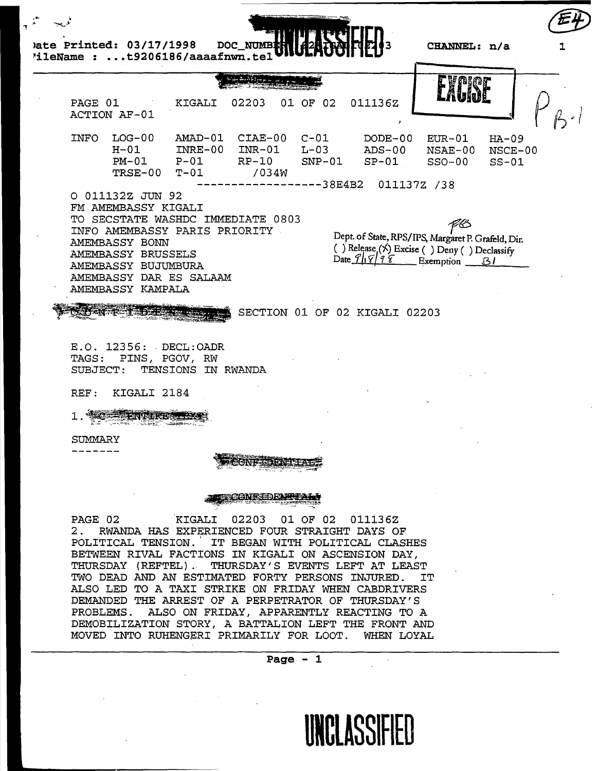Date Printed: 03/17/1998 DOC_NUMBER: ... 2203 CHANNEL: n/a

FileName : ...t9206186/aaaafnwn.tel

UNCLASSIFIED

EXCISE

PAGE 01 KIGALI 02203 01 OF 02 011136Z

ACTION AF-01

| INFO | LOG-00 | AMAD-01 | CIAE-00 | C-01 | DODE-00 | EUR-01 | HA-09 |
|---|---|---|---|---|---|---|---|
| | H-01 | INRE-00 | INR-01 | L-03 | ADS-00 | NSAE-00 | NSCE-00 |
| | PM-01 | P-01 | RP-10 | SNP-01 | SP-01 | SSO-00 | SS-01 |
| | TRSE-00 | T-01 | /034W | | | | |

------------------38E4B2 011137Z /38

O 011132Z JUN 92
FM AMEMBASSY KIGALI
TO SECSTATE WASHDC IMMEDIATE 0803
INFO AMEMBASSY PARIS PRIORITY
AMEMBASSY BONN
AMEMBASSY BRUSSELS
AMEMBASSY BUJUMBURA
AMEMBASSY DAR ES SALAAM
AMEMBASSY KAMPALA

Dept. of State, RPS/IPS, Margaret P. Grafeld, Dir.
( ) Release (X) Excise ( ) Deny ( ) Declassify
Date 7/18/98 Exemption B1

CONFIDENTIAL SECTION 01 OF 02 KIGALI 02203

E.O. 12356: DECL:OADR
TAGS: PINS, PGOV, RW
SUBJECT: TENSIONS IN RWANDA

REF: KIGALI 2184

1. (C - ENTIRE TEXT)

SUMMARY

-------

CONFIDENTIAL

PAGE 02 KIGALI 02203 01 OF 02 011136Z

2. RWANDA HAS EXPERIENCED FOUR STRAIGHT DAYS OF POLITICAL TENSION. IT BEGAN WITH POLITICAL CLASHES BETWEEN RIVAL FACTIONS IN KIGALI ON ASCENSION DAY, THURSDAY (REFTEL). THURSDAY'S EVENTS LEFT AT LEAST TWO DEAD AND AN ESTIMATED FORTY PERSONS INJURED. IT ALSO LED TO A TAXI STRIKE ON FRIDAY WHEN CABDRIVERS DEMANDED THE ARREST OF A PERPETRATOR OF THURSDAY'S PROBLEMS. ALSO ON FRIDAY, APPARENTLY REACTING TO A DEMOBILIZATION STORY, A BATTALION LEFT THE FRONT AND MOVED INTO RUHENGERI PRIMARILY FOR LOOT. WHEN LOYAL

UNCLASSIFIED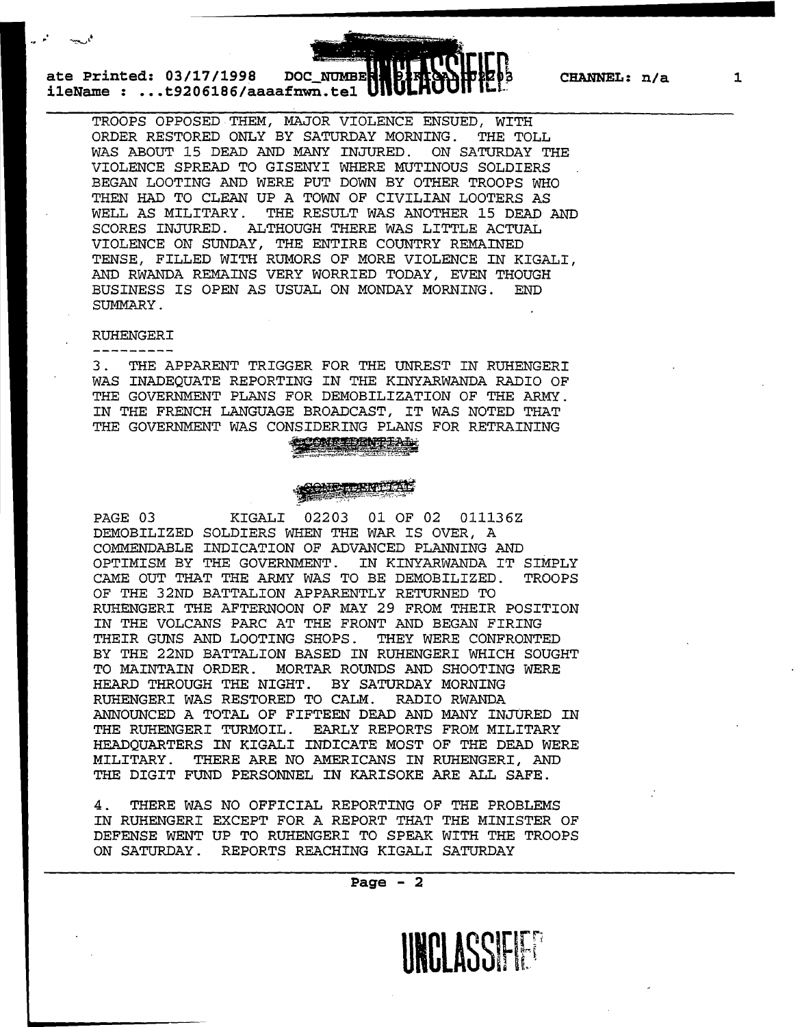TROOPS OPPOSED THEM, MAJOR VIOLENCE ENSUED, WITH ORDER RESTORED ONLY BY SATURDAY MORNING. THE TOLL WAS ABOUT 15 DEAD AND MANY INJURED. ON SATURDAY THE VIOLENCE SPREAD TO GISENYI WHERE MUTINOUS SOLDIERS BEGAN LOOTING AND WERE PUT DOWN BY OTHER TROOPS WHO THEN HAD TO CLEAN UP A TOWN OF CIVILIAN LOOTERS AS WELL AS MILITARY. THE RESULT WAS ANOTHER 15 DEAD AND SCORES INJURED. ALTHOUGH THERE WAS LITTLE ACTUAL VIOLENCE ON SUNDAY, THE ENTIRE COUNTRY REMAINED TENSE, FILLED WITH RUMORS OF MORE VIOLENCE IN KIGALI, AND RWANDA REMAINS VERY WORRIED TODAY, EVEN THOUGH BUSINESS IS OPEN AS USUAL ON MONDAY MORNING. END SUMMARY.

RUHENGERI
---------

3. THE APPARENT TRIGGER FOR THE UNREST IN RUHENGERI WAS INADEQUATE REPORTING IN THE KINYARWANDA RADIO OF THE GOVERNMENT PLANS FOR DEMOBILIZATION OF THE ARMY. IN THE FRENCH LANGUAGE BROADCAST, IT WAS NOTED THAT THE GOVERNMENT WAS CONSIDERING PLANS FOR RETRAINING

CONFIDENTIAL

CONFIDENTIAL

PAGE 03 KIGALI 02203 01 OF 02 011136Z

DEMOBILIZED SOLDIERS WHEN THE WAR IS OVER, A COMMENDABLE INDICATION OF ADVANCED PLANNING AND OPTIMISM BY THE GOVERNMENT. IN KINYARWANDA IT SIMPLY CAME OUT THAT THE ARMY WAS TO BE DEMOBILIZED. TROOPS OF THE 32ND BATTALION APPARENTLY RETURNED TO RUHENGERI THE AFTERNOON OF MAY 29 FROM THEIR POSITION IN THE VOLCANS PARC AT THE FRONT AND BEGAN FIRING THEIR GUNS AND LOOTING SHOPS. THEY WERE CONFRONTED BY THE 22ND BATTALION BASED IN RUHENGERI WHICH SOUGHT TO MAINTAIN ORDER. MORTAR ROUNDS AND SHOOTING WERE HEARD THROUGH THE NIGHT. BY SATURDAY MORNING RUHENGERI WAS RESTORED TO CALM. RADIO RWANDA ANNOUNCED A TOTAL OF FIFTEEN DEAD AND MANY INJURED IN THE RUHENGERI TURMOIL. EARLY REPORTS FROM MILITARY HEADQUARTERS IN KIGALI INDICATE MOST OF THE DEAD WERE MILITARY. THERE ARE NO AMERICANS IN RUHENGERI, AND THE DIGIT FUND PERSONNEL IN KARISOKE ARE ALL SAFE.

4. THERE WAS NO OFFICIAL REPORTING OF THE PROBLEMS IN RUHENGERI EXCEPT FOR A REPORT THAT THE MINISTER OF DEFENSE WENT UP TO RUHENGERI TO SPEAK WITH THE TROOPS ON SATURDAY. REPORTS REACHING KIGALI SATURDAY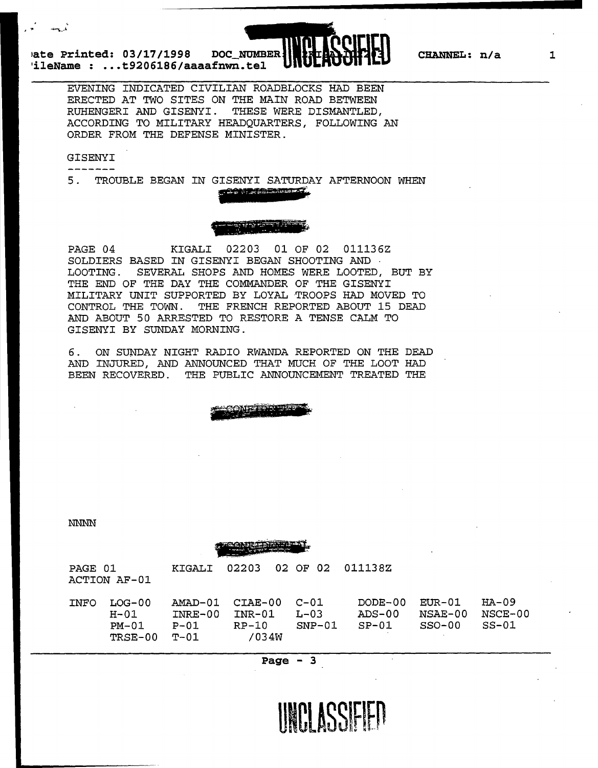EVENING INDICATED CIVILIAN ROADBLOCKS HAD BEEN ERECTED AT TWO SITES ON THE MAIN ROAD BETWEEN RUHENGERI AND GISENYI. THESE WERE DISMANTLED, ACCORDING TO MILITARY HEADQUARTERS, FOLLOWING AN ORDER FROM THE DEFENSE MINISTER.

GISENYI

-------

5. TROUBLE BEGAN IN GISENYI SATURDAY AFTERNOON WHEN

PAGE 04 KIGALI 02203 01 OF 02 011136Z

SOLDIERS BASED IN GISENYI BEGAN SHOOTING AND LOOTING. SEVERAL SHOPS AND HOMES WERE LOOTED, BUT BY THE END OF THE DAY THE COMMANDER OF THE GISENYI MILITARY UNIT SUPPORTED BY LOYAL TROOPS HAD MOVED TO CONTROL THE TOWN. THE FRENCH REPORTED ABOUT 15 DEAD AND ABOUT 50 ARRESTED TO RESTORE A TENSE CALM TO GISENYI BY SUNDAY MORNING.

6. ON SUNDAY NIGHT RADIO RWANDA REPORTED ON THE DEAD AND INJURED, AND ANNOUNCED THAT MUCH OF THE LOOT HAD BEEN RECOVERED. THE PUBLIC ANNOUNCEMENT TREATED THE

NNNN

PAGE 01 KIGALI 02203 02 OF 02 011138Z

ACTION AF-01

| INFO | LOG-00 | AMAD-01 | CIAE-00 | C-01 | DODE-00 | EUR-01 | HA-09 |
|---|---|---|---|---|---|---|---|
| | H-01 | INRE-00 | INR-01 | L-03 | ADS-00 | NSAE-00 | NSCE-00 |
| | PM-01 | P-01 | RP-10 | SNP-01 | SP-01 | SSO-00 | SS-01 |
| | TRSE-00 | T-01 | /034W | | | | |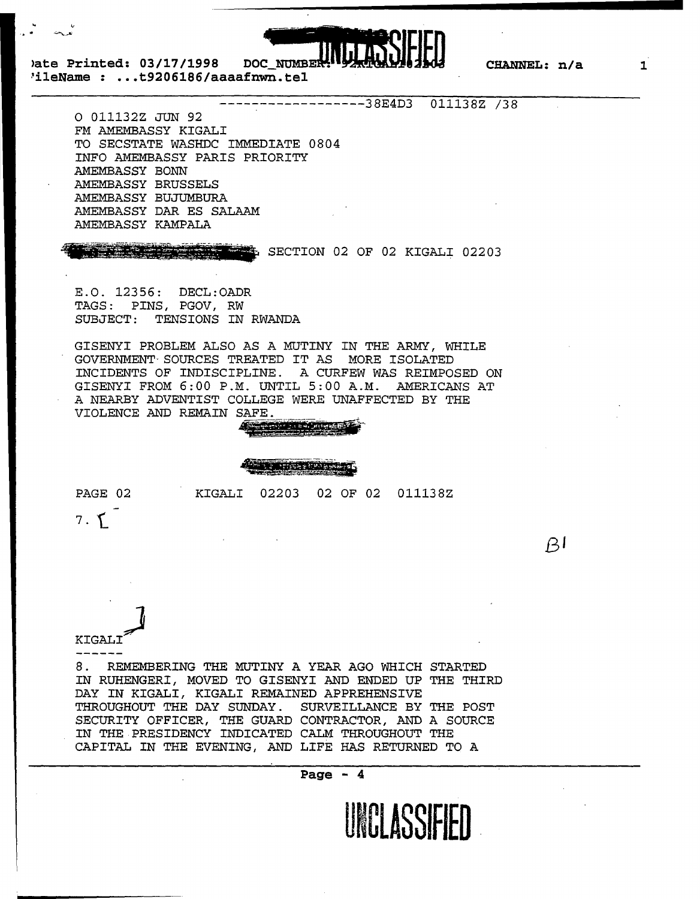------------------38E4D3 011138Z /38

O 011132Z JUN 92
FM AMEMBASSY KIGALI
TO SECSTATE WASHDC IMMEDIATE 0804
INFO AMEMBASSY PARIS PRIORITY
AMEMBASSY BONN
AMEMBASSY BRUSSELS
AMEMBASSY BUJUMBURA
AMEMBASSY DAR ES SALAAM
AMEMBASSY KAMPALA

SECTION 02 OF 02 KIGALI 02203

E.O. 12356: DECL:OADR
TAGS: PINS, PGOV, RW
SUBJECT: TENSIONS IN RWANDA

GISENYI PROBLEM ALSO AS A MUTINY IN THE ARMY, WHILE GOVERNMENT SOURCES TREATED IT AS MORE ISOLATED INCIDENTS OF INDISCIPLINE. A CURFEW WAS REIMPOSED ON GISENYI FROM 6:00 P.M. UNTIL 5:00 A.M. AMERICANS AT A NEARBY ADVENTIST COLLEGE WERE UNAFFECTED BY THE VIOLENCE AND REMAIN SAFE.

PAGE 02 KIGALI 02203 02 OF 02 011138Z

7. [

B1

KIGALI ]

------

8. REMEMBERING THE MUTINY A YEAR AGO WHICH STARTED IN RUHENGERI, MOVED TO GISENYI AND ENDED UP THE THIRD DAY IN KIGALI, KIGALI REMAINED APPREHENSIVE THROUGHOUT THE DAY SUNDAY. SURVEILLANCE BY THE POST SECURITY OFFICER, THE GUARD CONTRACTOR, AND A SOURCE IN THE PRESIDENCY INDICATED CALM THROUGHOUT THE CAPITAL IN THE EVENING, AND LIFE HAS RETURNED TO A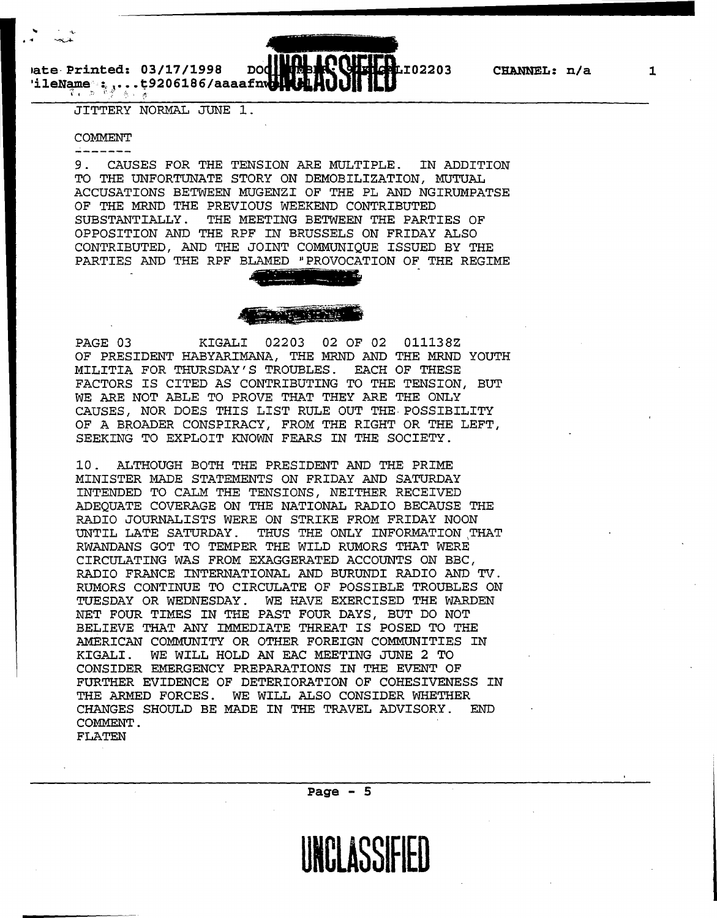JITTERY NORMAL JUNE 1.

COMMENT

-------

9. CAUSES FOR THE TENSION ARE MULTIPLE. IN ADDITION TO THE UNFORTUNATE STORY ON DEMOBILIZATION, MUTUAL ACCUSATIONS BETWEEN MUGENZI OF THE PL AND NGIRUMPATSE OF THE MRND THE PREVIOUS WEEKEND CONTRIBUTED SUBSTANTIALLY. THE MEETING BETWEEN THE PARTIES OF OPPOSITION AND THE RPF IN BRUSSELS ON FRIDAY ALSO CONTRIBUTED, AND THE JOINT COMMUNIQUE ISSUED BY THE PARTIES AND THE RPF BLAMED "PROVOCATION OF THE REGIME

PAGE 03 KIGALI 02203 02 OF 02 011138Z

OF PRESIDENT HABYARIMANA, THE MRND AND THE MRND YOUTH MILITIA FOR THURSDAY'S TROUBLES. EACH OF THESE FACTORS IS CITED AS CONTRIBUTING TO THE TENSION, BUT WE ARE NOT ABLE TO PROVE THAT THEY ARE THE ONLY CAUSES, NOR DOES THIS LIST RULE OUT THE POSSIBILITY OF A BROADER CONSPIRACY, FROM THE RIGHT OR THE LEFT, SEEKING TO EXPLOIT KNOWN FEARS IN THE SOCIETY.

10. ALTHOUGH BOTH THE PRESIDENT AND THE PRIME MINISTER MADE STATEMENTS ON FRIDAY AND SATURDAY INTENDED TO CALM THE TENSIONS, NEITHER RECEIVED ADEQUATE COVERAGE ON THE NATIONAL RADIO BECAUSE THE RADIO JOURNALISTS WERE ON STRIKE FROM FRIDAY NOON UNTIL LATE SATURDAY. THUS THE ONLY INFORMATION THAT RWANDANS GOT TO TEMPER THE WILD RUMORS THAT WERE CIRCULATING WAS FROM EXAGGERATED ACCOUNTS ON BBC, RADIO FRANCE INTERNATIONAL AND BURUNDI RADIO AND TV. RUMORS CONTINUE TO CIRCULATE OF POSSIBLE TROUBLES ON TUESDAY OR WEDNESDAY. WE HAVE EXERCISED THE WARDEN NET FOUR TIMES IN THE PAST FOUR DAYS, BUT DO NOT BELIEVE THAT ANY IMMEDIATE THREAT IS POSED TO THE AMERICAN COMMUNITY OR OTHER FOREIGN COMMUNITIES IN KIGALI. WE WILL HOLD AN EAC MEETING JUNE 2 TO CONSIDER EMERGENCY PREPARATIONS IN THE EVENT OF FURTHER EVIDENCE OF DETERIORATION OF COHESIVENESS IN THE ARMED FORCES. WE WILL ALSO CONSIDER WHETHER CHANGES SHOULD BE MADE IN THE TRAVEL ADVISORY. END COMMENT.

FLATEN

UNCLASSIFIED